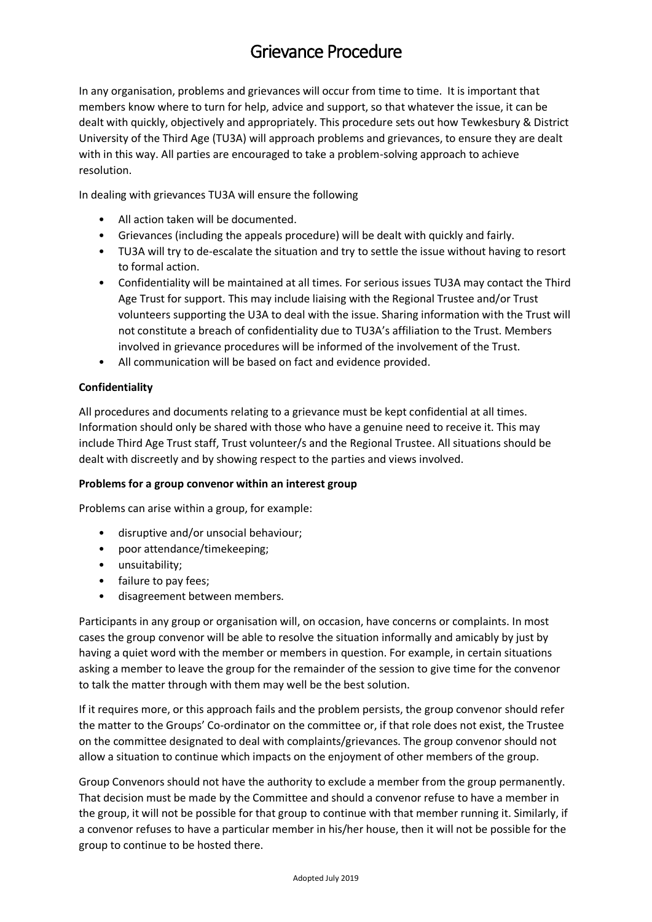# Grievance Procedure

In any organisation, problems and grievances will occur from time to time. It is important that members know where to turn for help, advice and support, so that whatever the issue, it can be dealt with quickly, objectively and appropriately. This procedure sets out how Tewkesbury & District University of the Third Age (TU3A) will approach problems and grievances, to ensure they are dealt with in this way. All parties are encouraged to take a problem-solving approach to achieve resolution.

In dealing with grievances TU3A will ensure the following

- All action taken will be documented.
- Grievances (including the appeals procedure) will be dealt with quickly and fairly.
- TU3A will try to de-escalate the situation and try to settle the issue without having to resort to formal action.
- Confidentiality will be maintained at all times. For serious issues TU3A may contact the Third Age Trust for support. This may include liaising with the Regional Trustee and/or Trust volunteers supporting the U3A to deal with the issue. Sharing information with the Trust will not constitute a breach of confidentiality due to TU3A's affiliation to the Trust. Members involved in grievance procedures will be informed of the involvement of the Trust.
- All communication will be based on fact and evidence provided.

**Confidentiality**

All procedures and documents relating to a grievance must be kept confidential at all times. Information should only be shared with those who have a genuine need to receive it. This may include Third Age Trust staff, Trust volunteer/s and the Regional Trustee. All situations should be dealt with discreetly and by showing respect to the parties and views involved.

**Problems for a group convenor within an interest group**

Problems can arise within a group, for example:

- disruptive and/or unsocial behaviour;
- poor attendance/timekeeping;
- unsuitability;
- failure to pay fees;
- disagreement between members.

Participants in any group or organisation will, on occasion, have concerns or complaints. In most cases the group convenor will be able to resolve the situation informally and amicably by just by having a quiet word with the member or members in question. For example, in certain situations asking a member to leave the group for the remainder of the session to give time for the convenor to talk the matter through with them may well be the best solution.

If it requires more, or this approach fails and the problem persists, the group convenor should refer the matter to the Groups' Co-ordinator on the committee or, if that role does not exist, the Trustee on the committee designated to deal with complaints/grievances. The group convenor should not allow a situation to continue which impacts on the enjoyment of other members of the group.

Group Convenors should not have the authority to exclude a member from the group permanently. That decision must be made by the Committee and should a convenor refuse to have a member in the group, it will not be possible for that group to continue with that member running it. Similarly, if a convenor refuses to have a particular member in his/her house, then it will not be possible for the group to continue to be hosted there.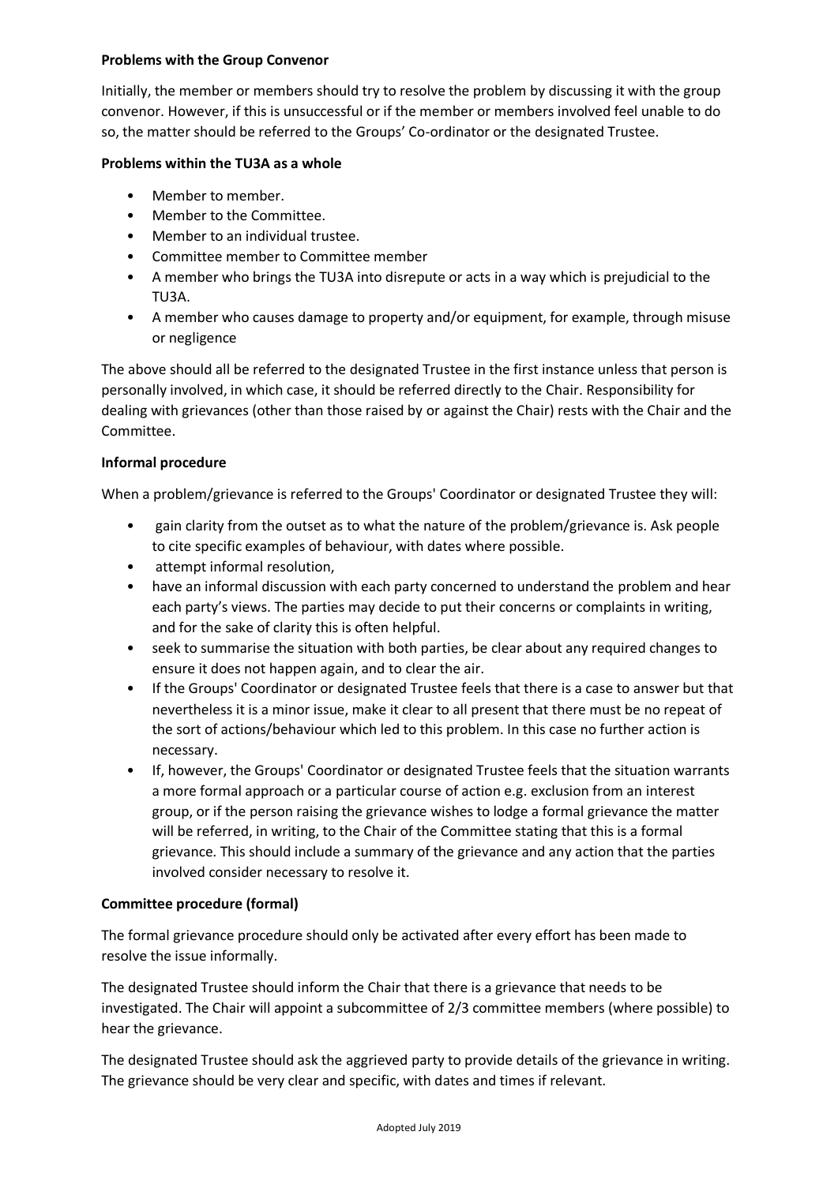**Problems with the Group Convenor**

Initially, the member or members should try to resolve the problem by discussing it with the group convenor. However, if this is unsuccessful or if the member or members involved feel unable to do so, the matter should be referred to the Groups' Co-ordinator or the designated Trustee.

**Problems within the TU3A as a whole**

- Member to member.
- Member to the Committee.
- Member to an individual trustee.
- Committee member to Committee member
- A member who brings the TU3A into disrepute or acts in a way which is prejudicial to the TU3A.
- A member who causes damage to property and/or equipment, for example, through misuse or negligence

The above should all be referred to the designated Trustee in the first instance unless that person is personally involved, in which case, it should be referred directly to the Chair. Responsibility for dealing with grievances (other than those raised by or against the Chair) rests with the Chair and the Committee.

**Informal procedure**

When a problem/grievance is referred to the Groups' Coordinator or designated Trustee they will:

- gain clarity from the outset as to what the nature of the problem/grievance is. Ask people to cite specific examples of behaviour, with dates where possible.
- attempt informal resolution,
- have an informal discussion with each party concerned to understand the problem and hear each party's views. The parties may decide to put their concerns or complaints in writing, and for the sake of clarity this is often helpful.
- seek to summarise the situation with both parties, be clear about any required changes to ensure it does not happen again, and to clear the air.
- If the Groups' Coordinator or designated Trustee feels that there is a case to answer but that nevertheless it is a minor issue, make it clear to all present that there must be no repeat of the sort of actions/behaviour which led to this problem. In this case no further action is necessary.
- If, however, the Groups' Coordinator or designated Trustee feels that the situation warrants a more formal approach or a particular course of action e.g. exclusion from an interest group, or if the person raising the grievance wishes to lodge a formal grievance the matter will be referred, in writing, to the Chair of the Committee stating that this is a formal grievance. This should include a summary of the grievance and any action that the parties involved consider necessary to resolve it.

**Committee procedure (formal)**

The formal grievance procedure should only be activated after every effort has been made to resolve the issue informally.

The designated Trustee should inform the Chair that there is a grievance that needs to be investigated. The Chair will appoint a subcommittee of 2/3 committee members (where possible) to hear the grievance.

The designated Trustee should ask the aggrieved party to provide details of the grievance in writing. The grievance should be very clear and specific, with dates and times if relevant.

Adopted July 2019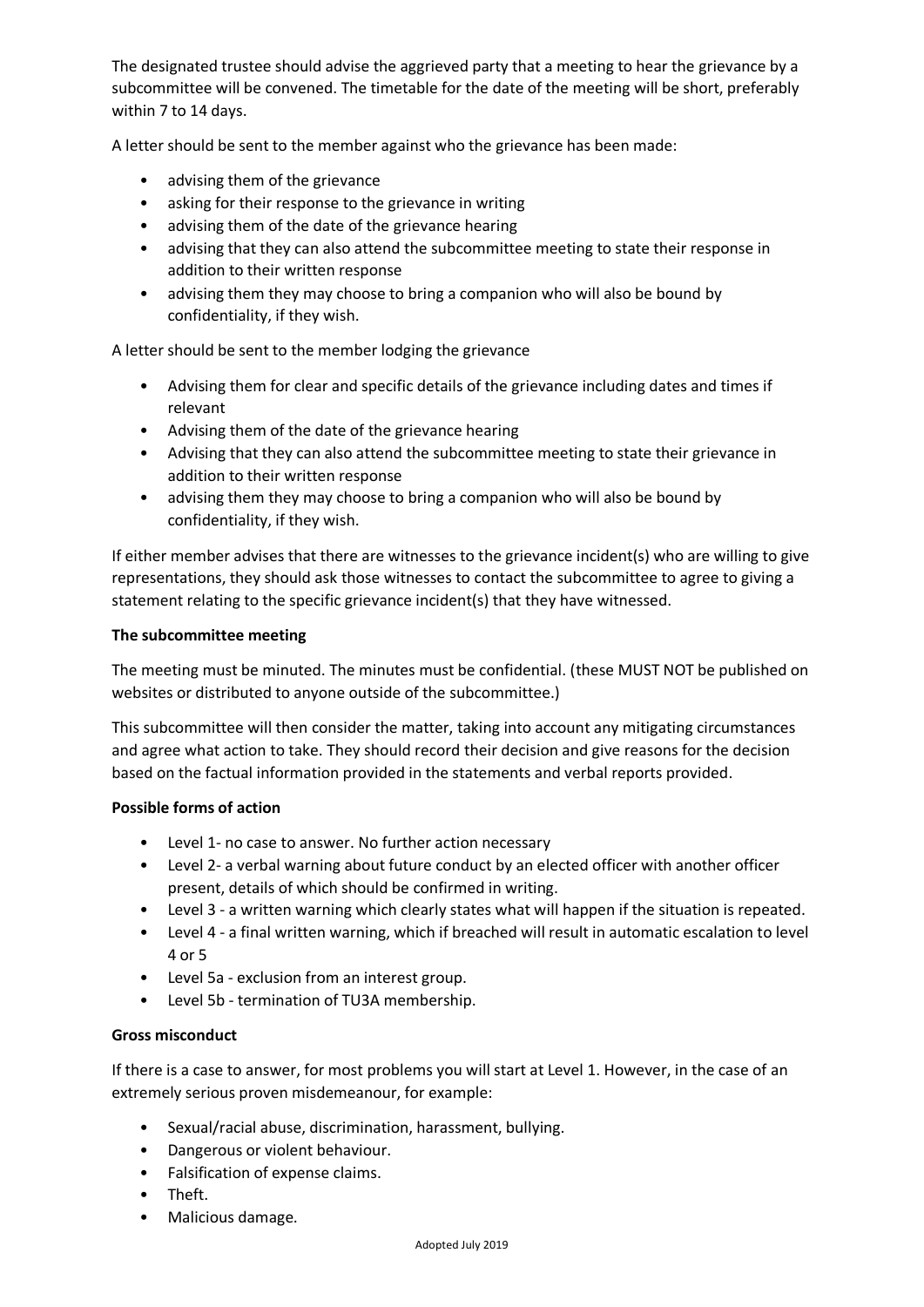The designated trustee should advise the aggrieved party that a meeting to hear the grievance by a subcommittee will be convened. The timetable for the date of the meeting will be short, preferably within 7 to 14 days.

A letter should be sent to the member against who the grievance has been made:

- advising them of the grievance
- asking for their response to the grievance in writing
- advising them of the date of the grievance hearing
- advising that they can also attend the subcommittee meeting to state their response in addition to their written response
- advising them they may choose to bring a companion who will also be bound by confidentiality, if they wish.

A letter should be sent to the member lodging the grievance

- Advising them for clear and specific details of the grievance including dates and times if relevant
- Advising them of the date of the grievance hearing
- Advising that they can also attend the subcommittee meeting to state their grievance in addition to their written response
- advising them they may choose to bring a companion who will also be bound by confidentiality, if they wish.

If either member advises that there are witnesses to the grievance incident(s) who are willing to give representations, they should ask those witnesses to contact the subcommittee to agree to giving a statement relating to the specific grievance incident(s) that they have witnessed.

**The subcommittee meeting**

The meeting must be minuted. The minutes must be confidential. (these MUST NOT be published on websites or distributed to anyone outside of the subcommittee.)

This subcommittee will then consider the matter, taking into account any mitigating circumstances and agree what action to take. They should record their decision and give reasons for the decision based on the factual information provided in the statements and verbal reports provided.

**Possible forms of action**

- Level 1- no case to answer. No further action necessary
- Level 2- a verbal warning about future conduct by an elected officer with another officer present, details of which should be confirmed in writing.
- Level 3 - a written warning which clearly states what will happen if the situation is repeated.
- Level 4 - a final written warning, which if breached will result in automatic escalation to level 4 or 5
- Level 5a - exclusion from an interest group.
- Level 5b - termination of TU3A membership.

**Gross misconduct**

If there is a case to answer, for most problems you will start at Level 1. However, in the case of an extremely serious proven misdemeanour, for example:

- Sexual/racial abuse, discrimination, harassment, bullying.
- Dangerous or violent behaviour.
- Falsification of expense claims.
- Theft.
- Malicious damage.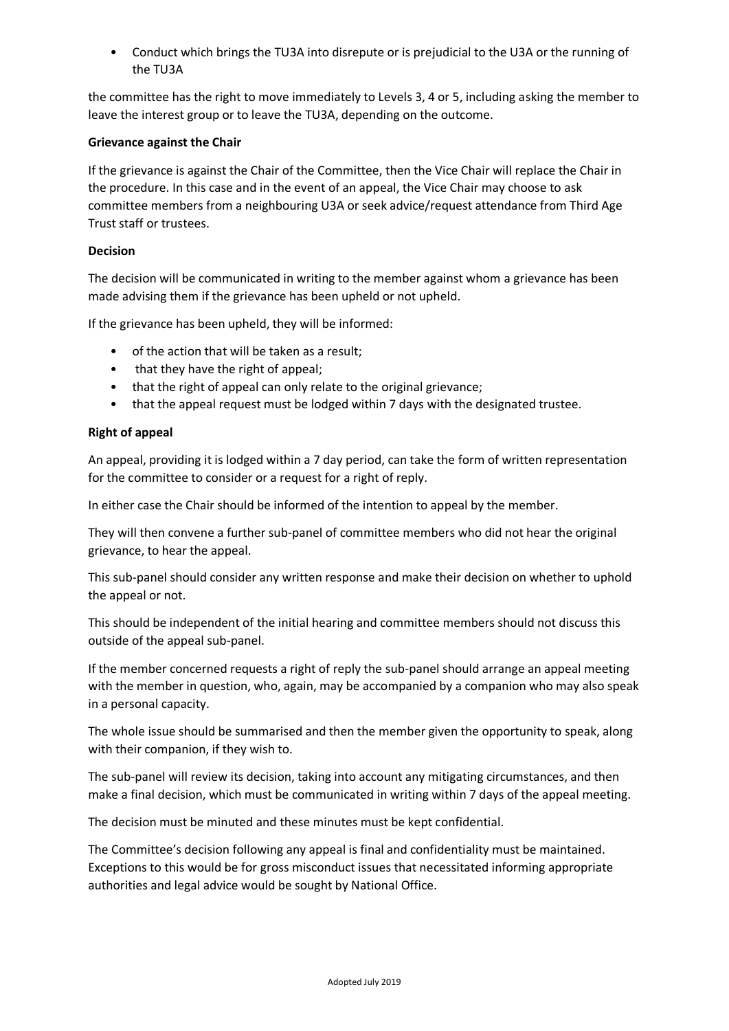- Conduct which brings the TU3A into disrepute or is prejudicial to the U3A or the running of the TU3A

the committee has the right to move immediately to Levels 3, 4 or 5, including asking the member to leave the interest group or to leave the TU3A, depending on the outcome.

**Grievance against the Chair**

If the grievance is against the Chair of the Committee, then the Vice Chair will replace the Chair in the procedure. In this case and in the event of an appeal, the Vice Chair may choose to ask committee members from a neighbouring U3A or seek advice/request attendance from Third Age Trust staff or trustees.

**Decision**

The decision will be communicated in writing to the member against whom a grievance has been made advising them if the grievance has been upheld or not upheld.

If the grievance has been upheld, they will be informed:

- of the action that will be taken as a result;
- that they have the right of appeal;
- that the right of appeal can only relate to the original grievance;
- that the appeal request must be lodged within 7 days with the designated trustee.

**Right of appeal**

An appeal, providing it is lodged within a 7 day period, can take the form of written representation for the committee to consider or a request for a right of reply.

In either case the Chair should be informed of the intention to appeal by the member.

They will then convene a further sub-panel of committee members who did not hear the original grievance, to hear the appeal.

This sub-panel should consider any written response and make their decision on whether to uphold the appeal or not.

This should be independent of the initial hearing and committee members should not discuss this outside of the appeal sub-panel.

If the member concerned requests a right of reply the sub-panel should arrange an appeal meeting with the member in question, who, again, may be accompanied by a companion who may also speak in a personal capacity.

The whole issue should be summarised and then the member given the opportunity to speak, along with their companion, if they wish to.

The sub-panel will review its decision, taking into account any mitigating circumstances, and then make a final decision, which must be communicated in writing within 7 days of the appeal meeting.

The decision must be minuted and these minutes must be kept confidential.

The Committee's decision following any appeal is final and confidentiality must be maintained. Exceptions to this would be for gross misconduct issues that necessitated informing appropriate authorities and legal advice would be sought by National Office.

Adopted July 2019